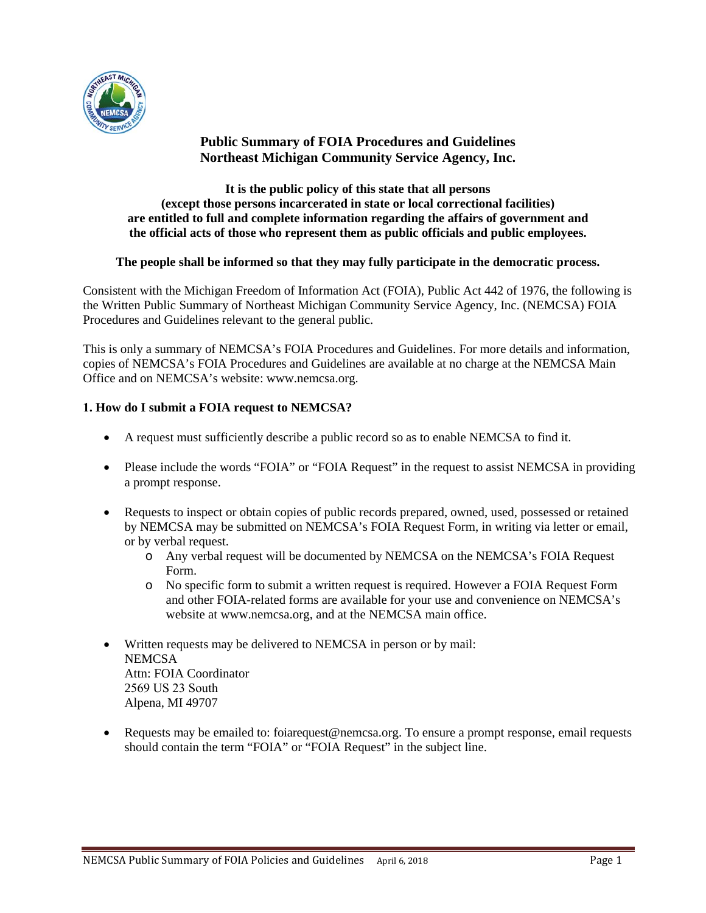# Public Summary of FOIA Procedures and Guidelines
# Northeast Michigan Community Service Agency, Inc.

**It is the public policy of this state that all persons (except those persons incarcerated in state or local correctional facilities) are entitled to full and complete information regarding the affairs of government and the official acts of those who represent them as public officials and public employees.**

**The people shall be informed so that they may fully participate in the democratic process.**

Consistent with the Michigan Freedom of Information Act (FOIA), Public Act 442 of 1976, the following is the Written Public Summary of Northeast Michigan Community Service Agency, Inc. (NEMCSA) FOIA Procedures and Guidelines relevant to the general public.

This is only a summary of NEMCSA's FOIA Procedures and Guidelines. For more details and information, copies of NEMCSA's FOIA Procedures and Guidelines are available at no charge at the NEMCSA Main Office and on NEMCSA's website: www.nemcsa.org.

## 1. How do I submit a FOIA request to NEMCSA?

- A request must sufficiently describe a public record so as to enable NEMCSA to find it.
- Please include the words "FOIA" or "FOIA Request" in the request to assist NEMCSA in providing a prompt response.
- Requests to inspect or obtain copies of public records prepared, owned, used, possessed or retained by NEMCSA may be submitted on NEMCSA's FOIA Request Form, in writing via letter or email, or by verbal request.
  - Any verbal request will be documented by NEMCSA on the NEMCSA's FOIA Request Form.
  - No specific form to submit a written request is required. However a FOIA Request Form and other FOIA-related forms are available for your use and convenience on NEMCSA's website at www.nemcsa.org, and at the NEMCSA main office.
- Written requests may be delivered to NEMCSA in person or by mail:
  NEMCSA
  Attn: FOIA Coordinator
  2569 US 23 South
  Alpena, MI 49707
- Requests may be emailed to: foiarequest@nemcsa.org. To ensure a prompt response, email requests should contain the term "FOIA" or "FOIA Request" in the subject line.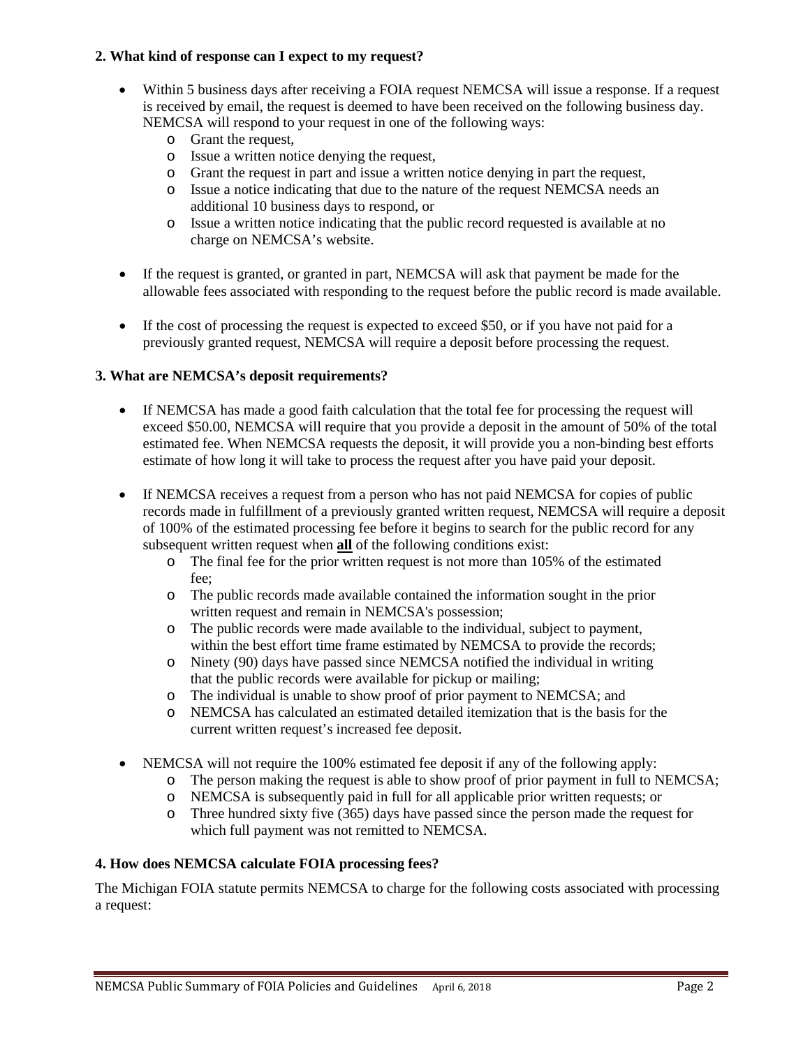**2. What kind of response can I expect to my request?**

- Within 5 business days after receiving a FOIA request NEMCSA will issue a response. If a request is received by email, the request is deemed to have been received on the following business day. NEMCSA will respond to your request in one of the following ways:
  - Grant the request,
  - Issue a written notice denying the request,
  - Grant the request in part and issue a written notice denying in part the request,
  - Issue a notice indicating that due to the nature of the request NEMCSA needs an additional 10 business days to respond, or
  - Issue a written notice indicating that the public record requested is available at no charge on NEMCSA's website.
- If the request is granted, or granted in part, NEMCSA will ask that payment be made for the allowable fees associated with responding to the request before the public record is made available.
- If the cost of processing the request is expected to exceed $50, or if you have not paid for a previously granted request, NEMCSA will require a deposit before processing the request.

**3. What are NEMCSA's deposit requirements?**

- If NEMCSA has made a good faith calculation that the total fee for processing the request will exceed $50.00, NEMCSA will require that you provide a deposit in the amount of 50% of the total estimated fee. When NEMCSA requests the deposit, it will provide you a non-binding best efforts estimate of how long it will take to process the request after you have paid your deposit.
- If NEMCSA receives a request from a person who has not paid NEMCSA for copies of public records made in fulfillment of a previously granted written request, NEMCSA will require a deposit of 100% of the estimated processing fee before it begins to search for the public record for any subsequent written request when **all** of the following conditions exist:
  - The final fee for the prior written request is not more than 105% of the estimated fee;
  - The public records made available contained the information sought in the prior written request and remain in NEMCSA's possession;
  - The public records were made available to the individual, subject to payment, within the best effort time frame estimated by NEMCSA to provide the records;
  - Ninety (90) days have passed since NEMCSA notified the individual in writing that the public records were available for pickup or mailing;
  - The individual is unable to show proof of prior payment to NEMCSA; and
  - NEMCSA has calculated an estimated detailed itemization that is the basis for the current written request's increased fee deposit.
- NEMCSA will not require the 100% estimated fee deposit if any of the following apply:
  - The person making the request is able to show proof of prior payment in full to NEMCSA;
  - NEMCSA is subsequently paid in full for all applicable prior written requests; or
  - Three hundred sixty five (365) days have passed since the person made the request for which full payment was not remitted to NEMCSA.

**4. How does NEMCSA calculate FOIA processing fees?**

The Michigan FOIA statute permits NEMCSA to charge for the following costs associated with processing a request: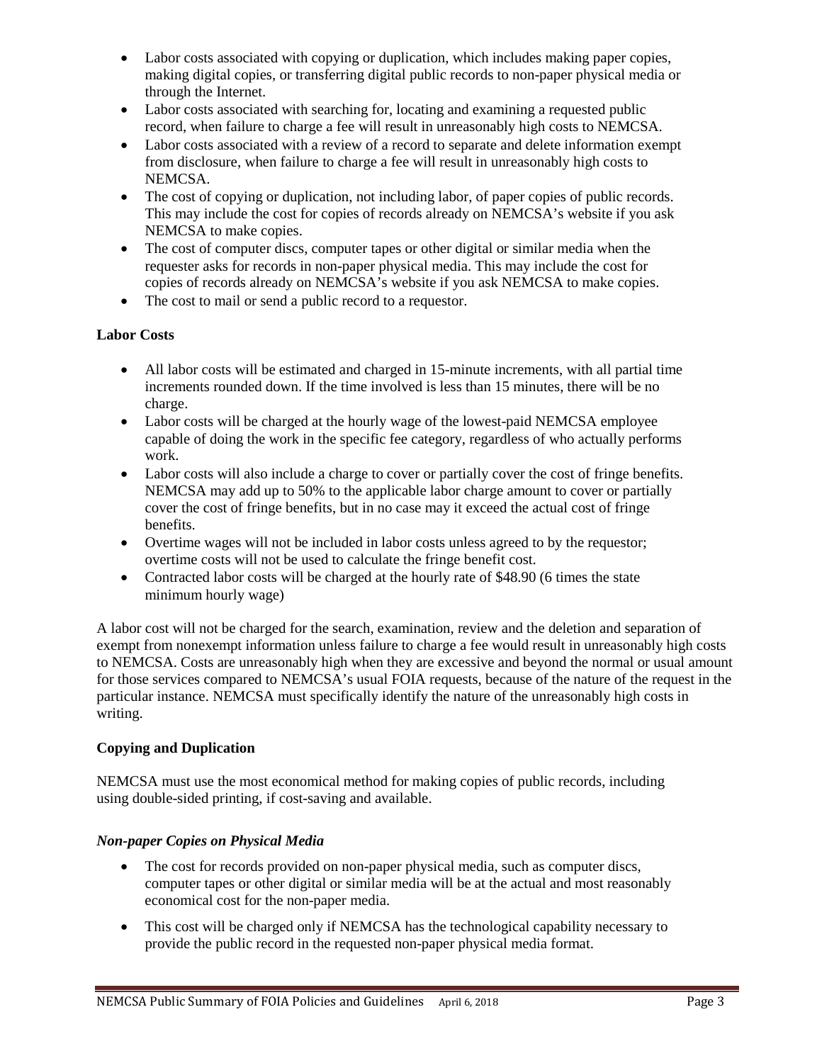- Labor costs associated with copying or duplication, which includes making paper copies, making digital copies, or transferring digital public records to non-paper physical media or through the Internet.
- Labor costs associated with searching for, locating and examining a requested public record, when failure to charge a fee will result in unreasonably high costs to NEMCSA.
- Labor costs associated with a review of a record to separate and delete information exempt from disclosure, when failure to charge a fee will result in unreasonably high costs to NEMCSA.
- The cost of copying or duplication, not including labor, of paper copies of public records. This may include the cost for copies of records already on NEMCSA's website if you ask NEMCSA to make copies.
- The cost of computer discs, computer tapes or other digital or similar media when the requester asks for records in non-paper physical media. This may include the cost for copies of records already on NEMCSA's website if you ask NEMCSA to make copies.
- The cost to mail or send a public record to a requestor.

**Labor Costs**

- All labor costs will be estimated and charged in 15-minute increments, with all partial time increments rounded down. If the time involved is less than 15 minutes, there will be no charge.
- Labor costs will be charged at the hourly wage of the lowest-paid NEMCSA employee capable of doing the work in the specific fee category, regardless of who actually performs work.
- Labor costs will also include a charge to cover or partially cover the cost of fringe benefits. NEMCSA may add up to 50% to the applicable labor charge amount to cover or partially cover the cost of fringe benefits, but in no case may it exceed the actual cost of fringe benefits.
- Overtime wages will not be included in labor costs unless agreed to by the requestor; overtime costs will not be used to calculate the fringe benefit cost.
- Contracted labor costs will be charged at the hourly rate of $48.90 (6 times the state minimum hourly wage)

A labor cost will not be charged for the search, examination, review and the deletion and separation of exempt from nonexempt information unless failure to charge a fee would result in unreasonably high costs to NEMCSA. Costs are unreasonably high when they are excessive and beyond the normal or usual amount for those services compared to NEMCSA's usual FOIA requests, because of the nature of the request in the particular instance. NEMCSA must specifically identify the nature of the unreasonably high costs in writing.

**Copying and Duplication**

NEMCSA must use the most economical method for making copies of public records, including using double-sided printing, if cost-saving and available.

***Non-paper Copies on Physical Media***

- The cost for records provided on non-paper physical media, such as computer discs, computer tapes or other digital or similar media will be at the actual and most reasonably economical cost for the non-paper media.
- This cost will be charged only if NEMCSA has the technological capability necessary to provide the public record in the requested non-paper physical media format.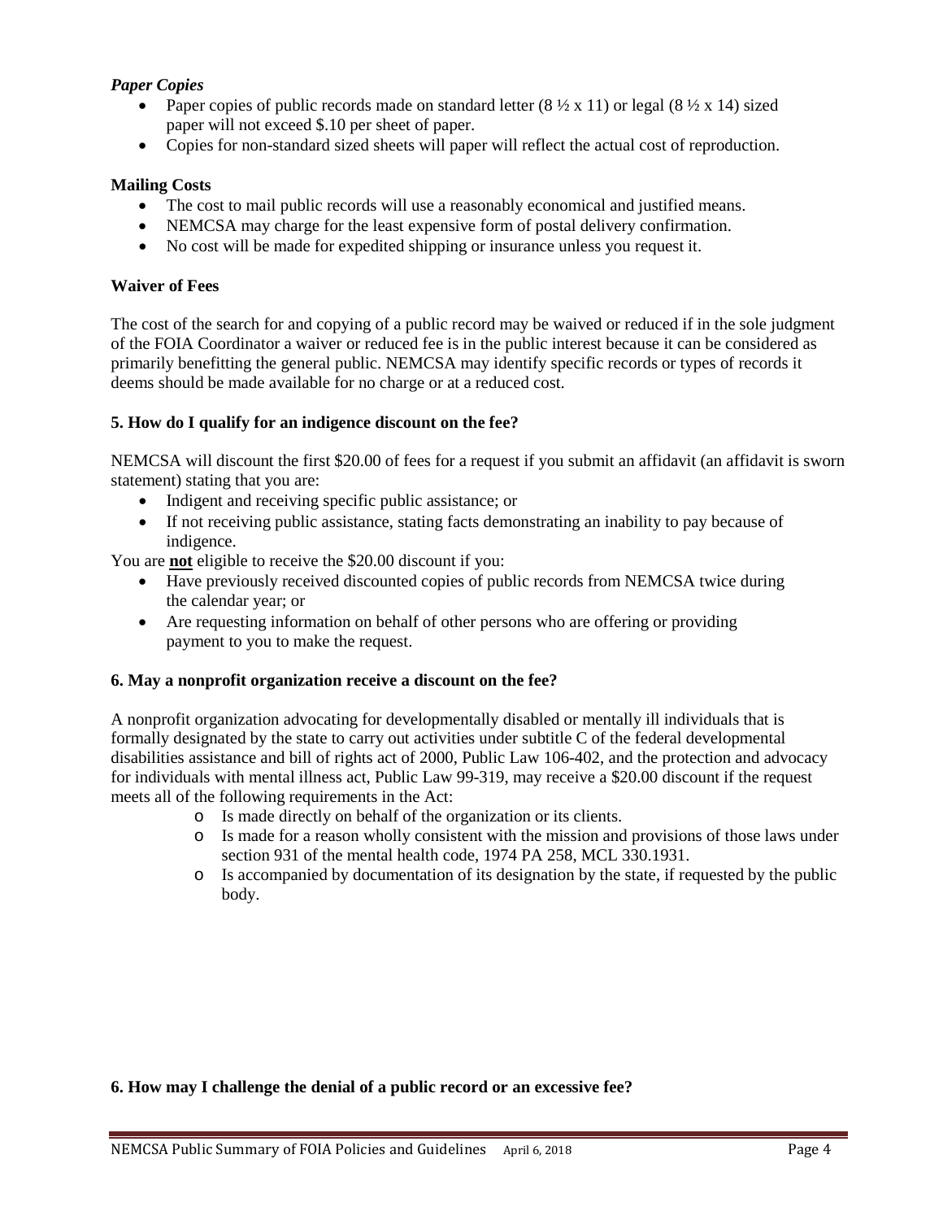*Paper Copies*

- Paper copies of public records made on standard letter (8 ½ x 11) or legal (8 ½ x 14) sized paper will not exceed $.10 per sheet of paper.
- Copies for non-standard sized sheets will paper will reflect the actual cost of reproduction.

**Mailing Costs**

- The cost to mail public records will use a reasonably economical and justified means.
- NEMCSA may charge for the least expensive form of postal delivery confirmation.
- No cost will be made for expedited shipping or insurance unless you request it.

**Waiver of Fees**

The cost of the search for and copying of a public record may be waived or reduced if in the sole judgment of the FOIA Coordinator a waiver or reduced fee is in the public interest because it can be considered as primarily benefitting the general public. NEMCSA may identify specific records or types of records it deems should be made available for no charge or at a reduced cost.

**5. How do I qualify for an indigence discount on the fee?**

NEMCSA will discount the first $20.00 of fees for a request if you submit an affidavit (an affidavit is sworn statement) stating that you are:

- Indigent and receiving specific public assistance; or
- If not receiving public assistance, stating facts demonstrating an inability to pay because of indigence.

You are **not** eligible to receive the $20.00 discount if you:

- Have previously received discounted copies of public records from NEMCSA twice during the calendar year; or
- Are requesting information on behalf of other persons who are offering or providing payment to you to make the request.

**6. May a nonprofit organization receive a discount on the fee?**

A nonprofit organization advocating for developmentally disabled or mentally ill individuals that is formally designated by the state to carry out activities under subtitle C of the federal developmental disabilities assistance and bill of rights act of 2000, Public Law 106-402, and the protection and advocacy for individuals with mental illness act, Public Law 99-319, may receive a $20.00 discount if the request meets all of the following requirements in the Act:

- Is made directly on behalf of the organization or its clients.
- Is made for a reason wholly consistent with the mission and provisions of those laws under section 931 of the mental health code, 1974 PA 258, MCL 330.1931.
- Is accompanied by documentation of its designation by the state, if requested by the public body.

**6. How may I challenge the denial of a public record or an excessive fee?**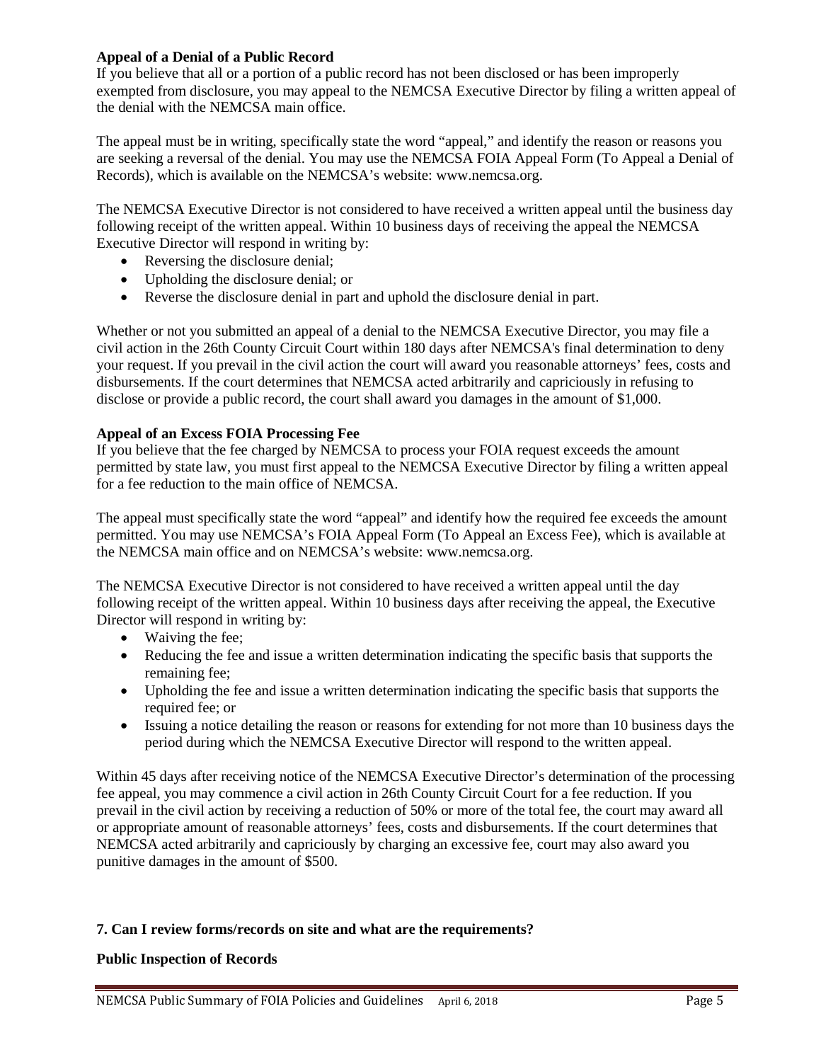**Appeal of a Denial of a Public Record**

If you believe that all or a portion of a public record has not been disclosed or has been improperly exempted from disclosure, you may appeal to the NEMCSA Executive Director by filing a written appeal of the denial with the NEMCSA main office.

The appeal must be in writing, specifically state the word "appeal," and identify the reason or reasons you are seeking a reversal of the denial. You may use the NEMCSA FOIA Appeal Form (To Appeal a Denial of Records), which is available on the NEMCSA's website: www.nemcsa.org.

The NEMCSA Executive Director is not considered to have received a written appeal until the business day following receipt of the written appeal. Within 10 business days of receiving the appeal the NEMCSA Executive Director will respond in writing by:

- Reversing the disclosure denial;
- Upholding the disclosure denial; or
- Reverse the disclosure denial in part and uphold the disclosure denial in part.

Whether or not you submitted an appeal of a denial to the NEMCSA Executive Director, you may file a civil action in the 26th County Circuit Court within 180 days after NEMCSA's final determination to deny your request. If you prevail in the civil action the court will award you reasonable attorneys' fees, costs and disbursements. If the court determines that NEMCSA acted arbitrarily and capriciously in refusing to disclose or provide a public record, the court shall award you damages in the amount of $1,000.

**Appeal of an Excess FOIA Processing Fee**

If you believe that the fee charged by NEMCSA to process your FOIA request exceeds the amount permitted by state law, you must first appeal to the NEMCSA Executive Director by filing a written appeal for a fee reduction to the main office of NEMCSA.

The appeal must specifically state the word "appeal" and identify how the required fee exceeds the amount permitted. You may use NEMCSA's FOIA Appeal Form (To Appeal an Excess Fee), which is available at the NEMCSA main office and on NEMCSA's website: www.nemcsa.org.

The NEMCSA Executive Director is not considered to have received a written appeal until the day following receipt of the written appeal. Within 10 business days after receiving the appeal, the Executive Director will respond in writing by:

- Waiving the fee;
- Reducing the fee and issue a written determination indicating the specific basis that supports the remaining fee;
- Upholding the fee and issue a written determination indicating the specific basis that supports the required fee; or
- Issuing a notice detailing the reason or reasons for extending for not more than 10 business days the period during which the NEMCSA Executive Director will respond to the written appeal.

Within 45 days after receiving notice of the NEMCSA Executive Director's determination of the processing fee appeal, you may commence a civil action in 26th County Circuit Court for a fee reduction. If you prevail in the civil action by receiving a reduction of 50% or more of the total fee, the court may award all or appropriate amount of reasonable attorneys' fees, costs and disbursements. If the court determines that NEMCSA acted arbitrarily and capriciously by charging an excessive fee, court may also award you punitive damages in the amount of $500.

**7. Can I review forms/records on site and what are the requirements?**

**Public Inspection of Records**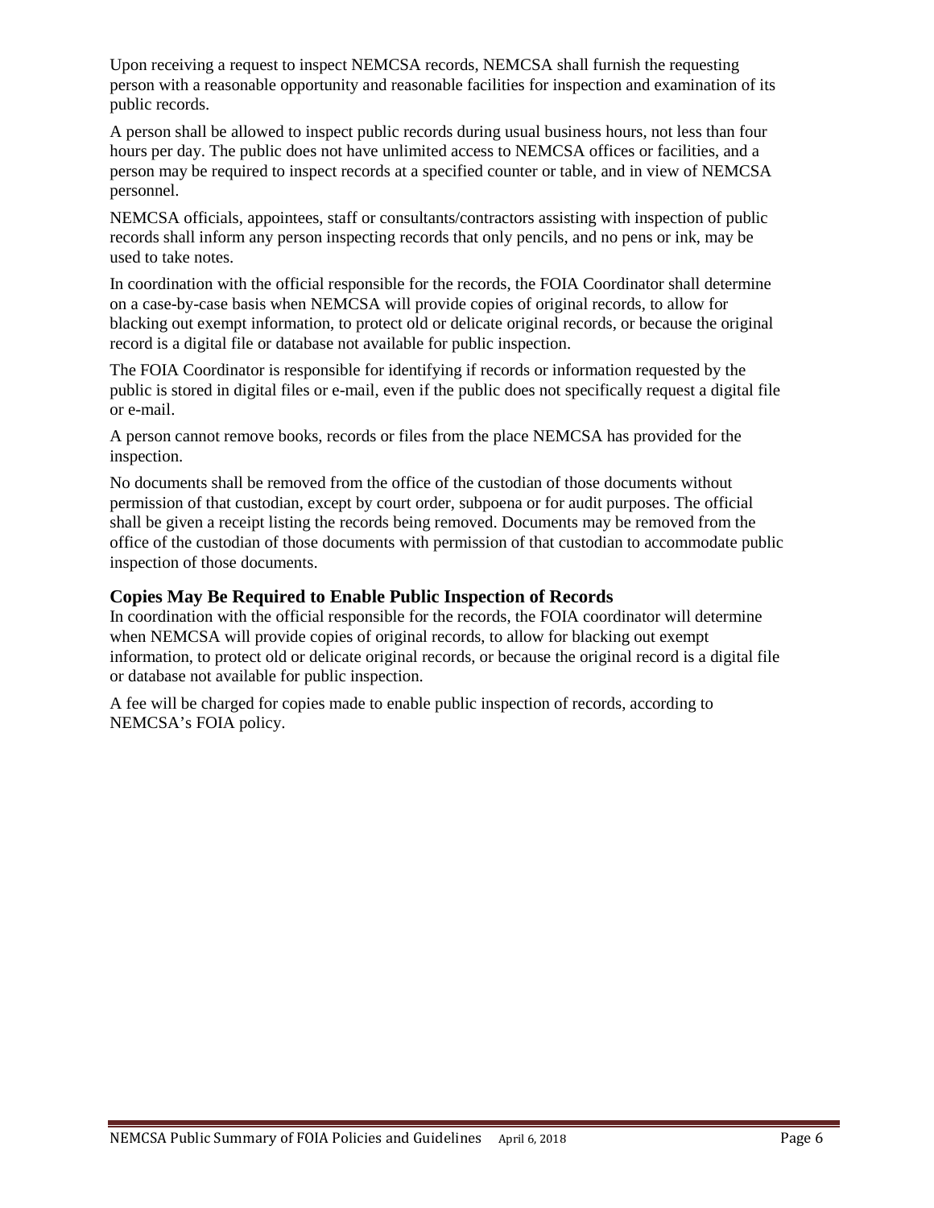Upon receiving a request to inspect NEMCSA records, NEMCSA shall furnish the requesting person with a reasonable opportunity and reasonable facilities for inspection and examination of its public records.

A person shall be allowed to inspect public records during usual business hours, not less than four hours per day. The public does not have unlimited access to NEMCSA offices or facilities, and a person may be required to inspect records at a specified counter or table, and in view of NEMCSA personnel.

NEMCSA officials, appointees, staff or consultants/contractors assisting with inspection of public records shall inform any person inspecting records that only pencils, and no pens or ink, may be used to take notes.

In coordination with the official responsible for the records, the FOIA Coordinator shall determine on a case-by-case basis when NEMCSA will provide copies of original records, to allow for blacking out exempt information, to protect old or delicate original records, or because the original record is a digital file or database not available for public inspection.

The FOIA Coordinator is responsible for identifying if records or information requested by the public is stored in digital files or e-mail, even if the public does not specifically request a digital file or e-mail.

A person cannot remove books, records or files from the place NEMCSA has provided for the inspection.

No documents shall be removed from the office of the custodian of those documents without permission of that custodian, except by court order, subpoena or for audit purposes. The official shall be given a receipt listing the records being removed. Documents may be removed from the office of the custodian of those documents with permission of that custodian to accommodate public inspection of those documents.

### Copies May Be Required to Enable Public Inspection of Records

In coordination with the official responsible for the records, the FOIA coordinator will determine when NEMCSA will provide copies of original records, to allow for blacking out exempt information, to protect old or delicate original records, or because the original record is a digital file or database not available for public inspection.

A fee will be charged for copies made to enable public inspection of records, according to NEMCSA's FOIA policy.